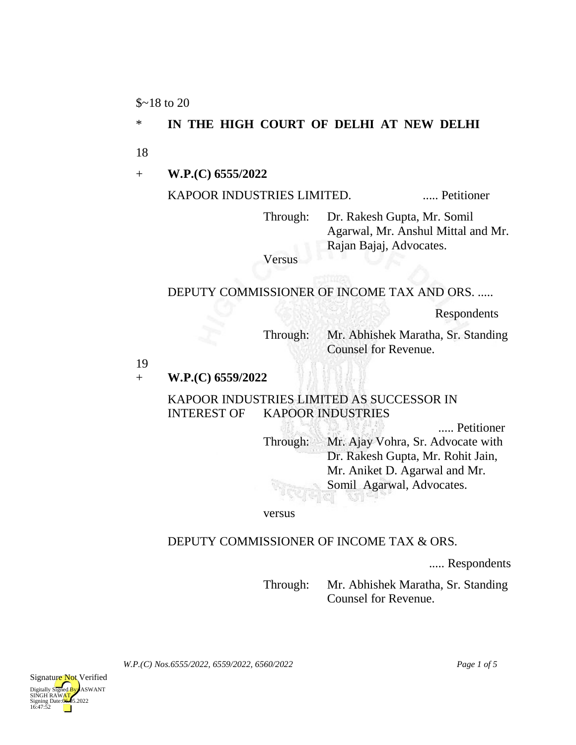$~18 to 20

\* **IN THE HIGH COURT OF DELHI AT NEW DELHI**

18

\+ **W.P.(C) 6555/2022**

KAPOOR INDUSTRIES LIMITED. ..... Petitioner

Through: Dr. Rakesh Gupta, Mr. Somil Agarwal, Mr. Anshul Mittal and Mr. Rajan Bajaj, Advocates.

Versus

DEPUTY COMMISSIONER OF INCOME TAX AND ORS. ..... Respondents

Through: Mr. Abhishek Maratha, Sr. Standing Counsel for Revenue.

19

\+ **W.P.(C) 6559/2022**

KAPOOR INDUSTRIES LIMITED AS SUCCESSOR IN INTEREST OF KAPOOR INDUSTRIES ..... Petitioner

Through: Mr. Ajay Vohra, Sr. Advocate with Dr. Rakesh Gupta, Mr. Rohit Jain, Mr. Aniket D. Agarwal and Mr. Somil Agarwal, Advocates.

versus

DEPUTY COMMISSIONER OF INCOME TAX & ORS. ..... Respondents

Through: Mr. Abhishek Maratha, Sr. Standing Counsel for Revenue.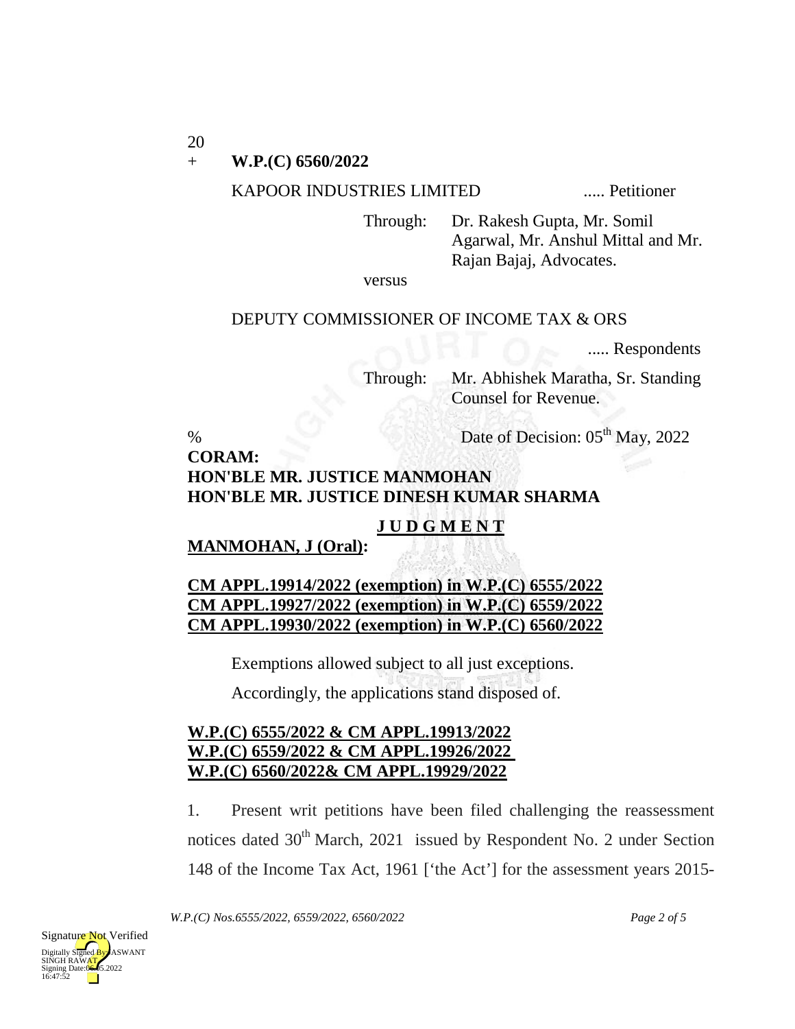20

\+ **W.P.(C) 6560/2022**

KAPOOR INDUSTRIES LIMITED ..... Petitioner

Through: Dr. Rakesh Gupta, Mr. Somil Agarwal, Mr. Anshul Mittal and Mr. Rajan Bajaj, Advocates.

versus

DEPUTY COMMISSIONER OF INCOME TAX & ORS ..... Respondents

Through: Mr. Abhishek Maratha, Sr. Standing Counsel for Revenue.

% Date of Decision: 05th May, 2022

**CORAM:**
**HON'BLE MR. JUSTICE MANMOHAN**
**HON'BLE MR. JUSTICE DINESH KUMAR SHARMA**

**J U D G M E N T**

**MANMOHAN, J (Oral):**

**CM APPL.19914/2022 (exemption) in W.P.(C) 6555/2022**
**CM APPL.19927/2022 (exemption) in W.P.(C) 6559/2022**
**CM APPL.19930/2022 (exemption) in W.P.(C) 6560/2022**

Exemptions allowed subject to all just exceptions.

Accordingly, the applications stand disposed of.

**W.P.(C) 6555/2022 & CM APPL.19913/2022**
**W.P.(C) 6559/2022 & CM APPL.19926/2022**
**W.P.(C) 6560/2022& CM APPL.19929/2022**

1. Present writ petitions have been filed challenging the reassessment notices dated 30th March, 2021 issued by Respondent No. 2 under Section 148 of the Income Tax Act, 1961 ['the Act'] for the assessment years 2015-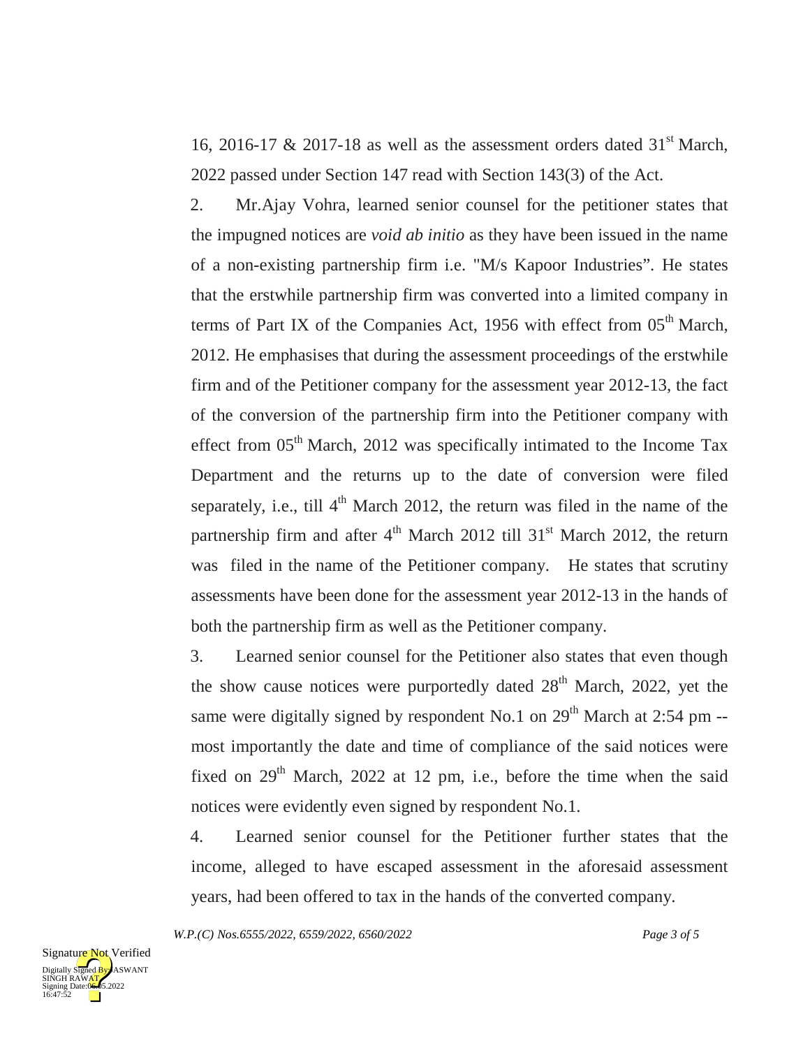16, 2016-17 & 2017-18 as well as the assessment orders dated 31st March, 2022 passed under Section 147 read with Section 143(3) of the Act.

2. Mr.Ajay Vohra, learned senior counsel for the petitioner states that the impugned notices are *void ab initio* as they have been issued in the name of a non-existing partnership firm i.e. "M/s Kapoor Industries". He states that the erstwhile partnership firm was converted into a limited company in terms of Part IX of the Companies Act, 1956 with effect from 05th March, 2012. He emphasises that during the assessment proceedings of the erstwhile firm and of the Petitioner company for the assessment year 2012-13, the fact of the conversion of the partnership firm into the Petitioner company with effect from 05th March, 2012 was specifically intimated to the Income Tax Department and the returns up to the date of conversion were filed separately, i.e., till 4th March 2012, the return was filed in the name of the partnership firm and after 4th March 2012 till 31st March 2012, the return was filed in the name of the Petitioner company. He states that scrutiny assessments have been done for the assessment year 2012-13 in the hands of both the partnership firm as well as the Petitioner company.

3. Learned senior counsel for the Petitioner also states that even though the show cause notices were purportedly dated 28th March, 2022, yet the same were digitally signed by respondent No.1 on 29th March at 2:54 pm -- most importantly the date and time of compliance of the said notices were fixed on 29th March, 2022 at 12 pm, i.e., before the time when the said notices were evidently even signed by respondent No.1.

4. Learned senior counsel for the Petitioner further states that the income, alleged to have escaped assessment in the aforesaid assessment years, had been offered to tax in the hands of the converted company.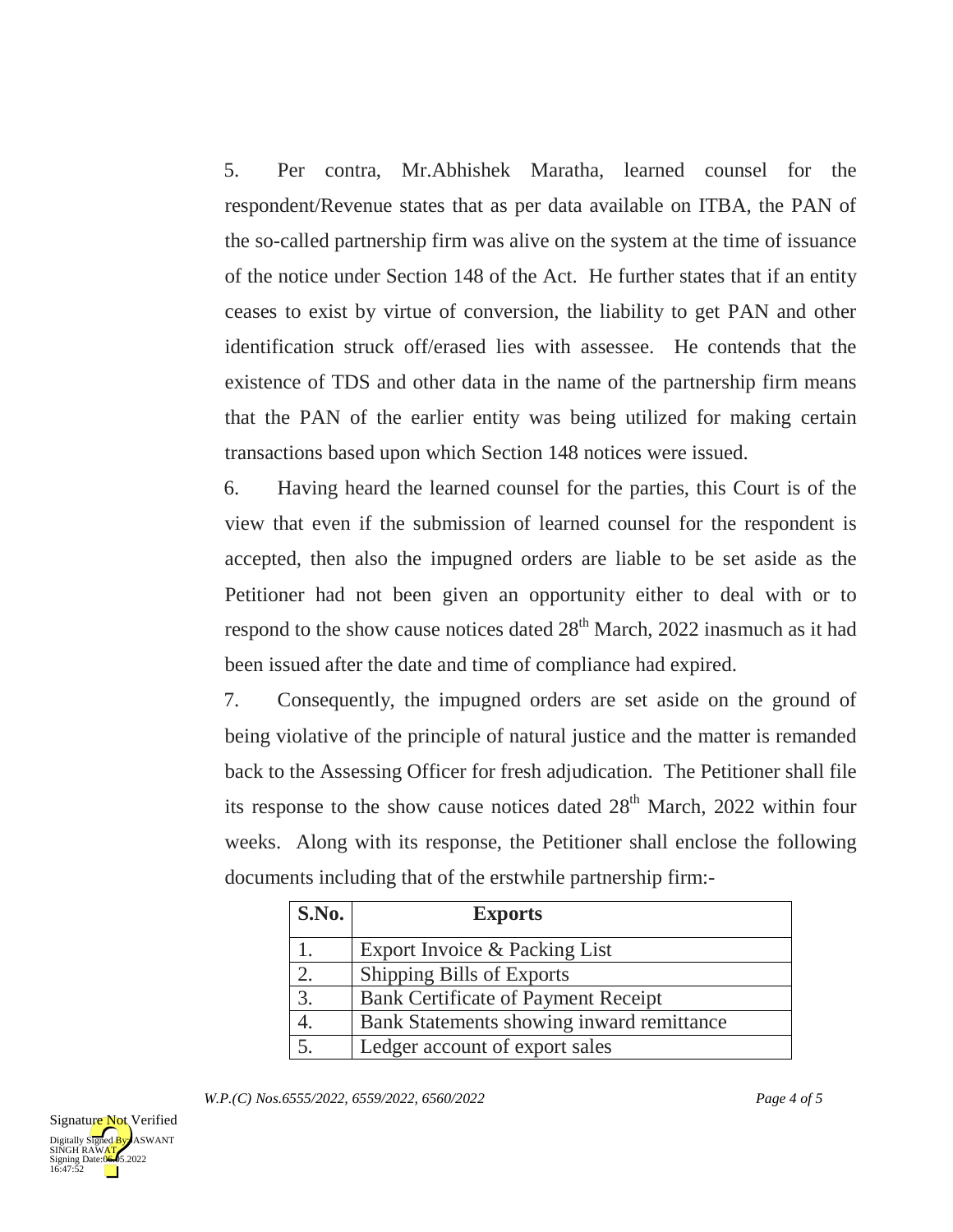5. Per contra, Mr.Abhishek Maratha, learned counsel for the respondent/Revenue states that as per data available on ITBA, the PAN of the so-called partnership firm was alive on the system at the time of issuance of the notice under Section 148 of the Act. He further states that if an entity ceases to exist by virtue of conversion, the liability to get PAN and other identification struck off/erased lies with assessee. He contends that the existence of TDS and other data in the name of the partnership firm means that the PAN of the earlier entity was being utilized for making certain transactions based upon which Section 148 notices were issued.

6. Having heard the learned counsel for the parties, this Court is of the view that even if the submission of learned counsel for the respondent is accepted, then also the impugned orders are liable to be set aside as the Petitioner had not been given an opportunity either to deal with or to respond to the show cause notices dated 28th March, 2022 inasmuch as it had been issued after the date and time of compliance had expired.

7. Consequently, the impugned orders are set aside on the ground of being violative of the principle of natural justice and the matter is remanded back to the Assessing Officer for fresh adjudication. The Petitioner shall file its response to the show cause notices dated 28th March, 2022 within four weeks. Along with its response, the Petitioner shall enclose the following documents including that of the erstwhile partnership firm:-

| S.No. | Exports |
|---|---|
| 1. | Export Invoice & Packing List |
| 2. | Shipping Bills of Exports |
| 3. | Bank Certificate of Payment Receipt |
| 4. | Bank Statements showing inward remittance |
| 5. | Ledger account of export sales |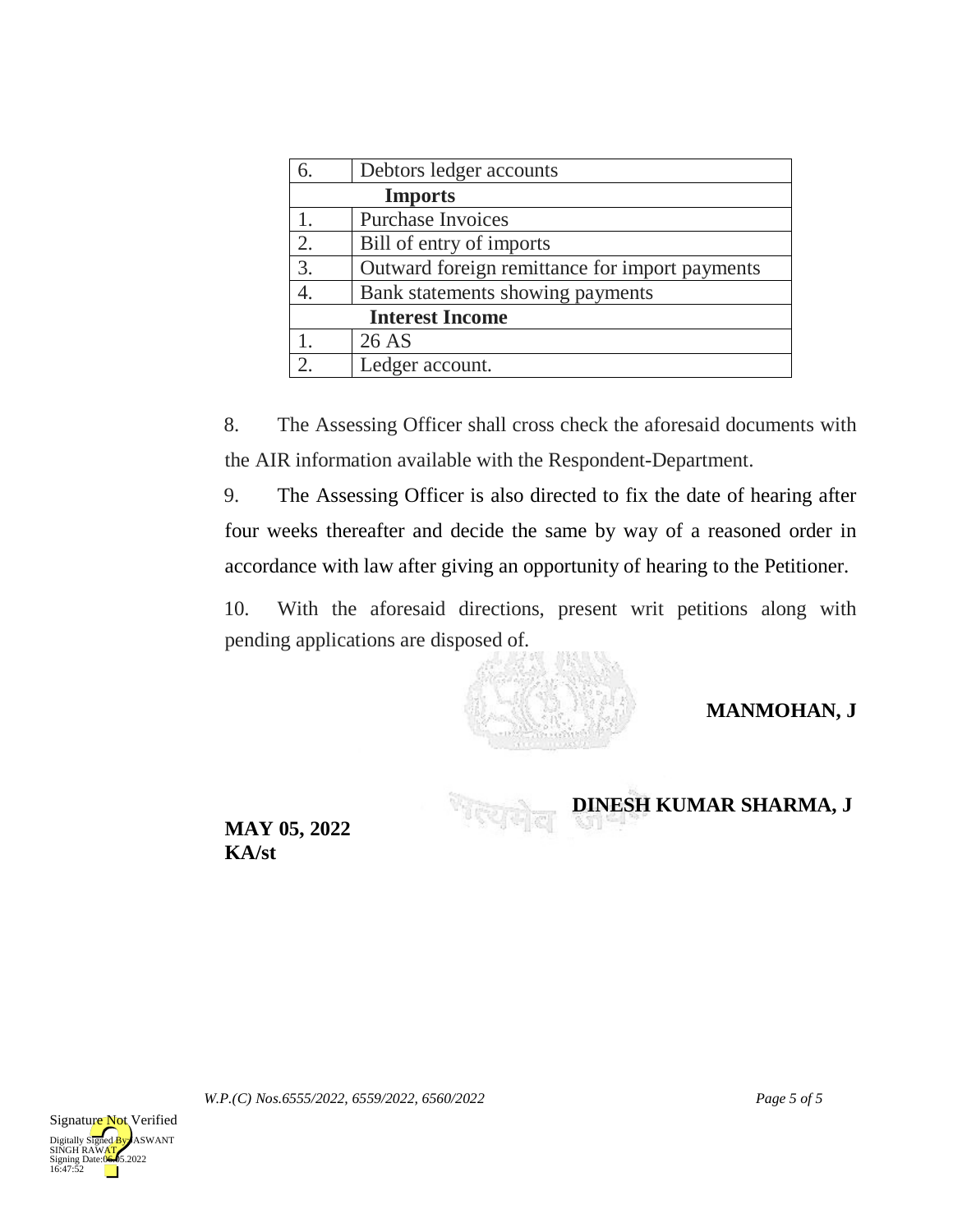| | |
|---|---|
| 6. | Debtors ledger accounts |
| **Imports** | |
| 1. | Purchase Invoices |
| 2. | Bill of entry of imports |
| 3. | Outward foreign remittance for import payments |
| 4. | Bank statements showing payments |
| **Interest Income** | |
| 1. | 26 AS |
| 2. | Ledger account. |

8. The Assessing Officer shall cross check the aforesaid documents with the AIR information available with the Respondent-Department.

9. The Assessing Officer is also directed to fix the date of hearing after four weeks thereafter and decide the same by way of a reasoned order in accordance with law after giving an opportunity of hearing to the Petitioner.

10. With the aforesaid directions, present writ petitions along with pending applications are disposed of.

**MANMOHAN, J**

**DINESH KUMAR SHARMA, J**

**MAY 05, 2022**
**KA/st**

Signature Not Verified
Digitally Signed By: JASWANT SINGH RAWAT
Signing Date: 06.05.2022 16:47:52